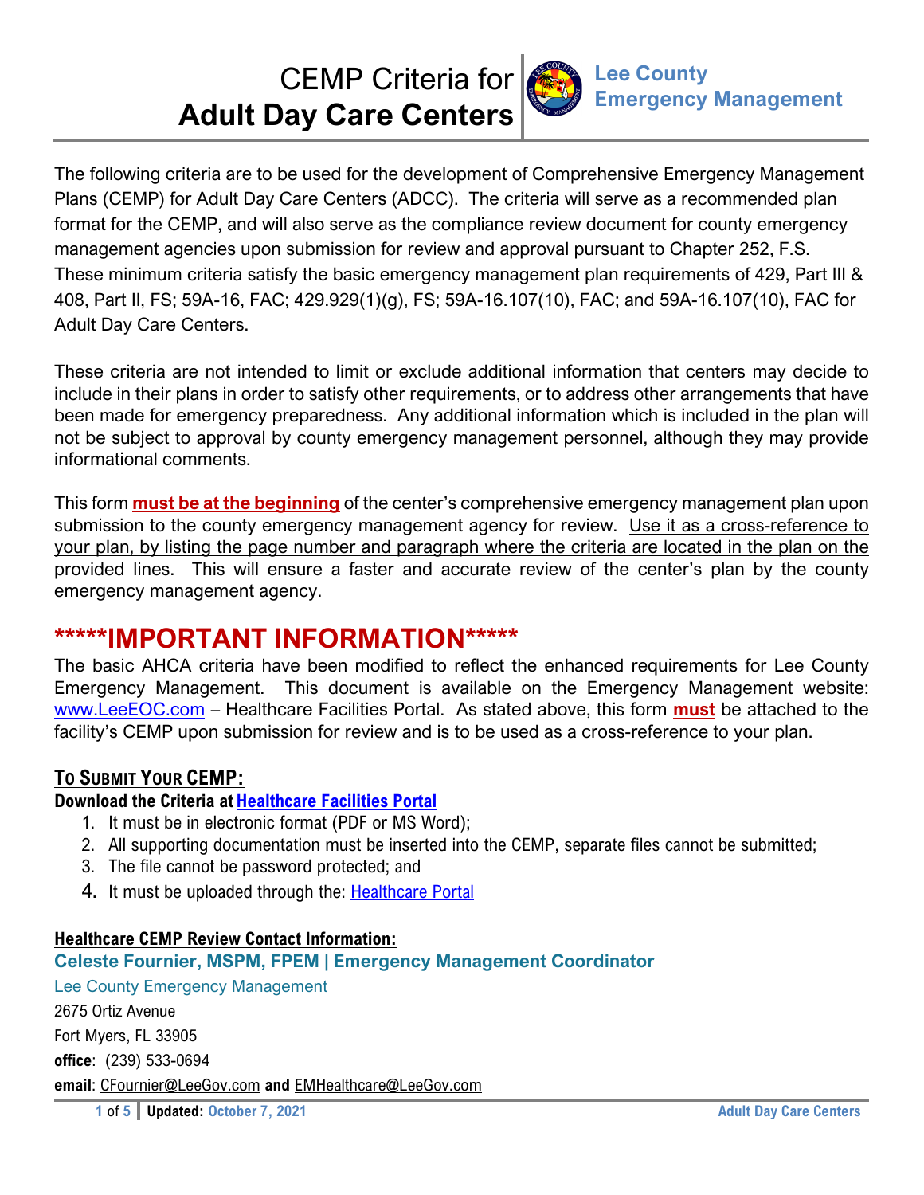# CEMP Criteria for **Adult Day Care Centers**

**Lee County Emergency Management**

The following criteria are to be used for the development of Comprehensive Emergency Management Plans (CEMP) for Adult Day Care Centers (ADCC). The criteria will serve as a recommended plan format for the CEMP, and will also serve as the compliance review document for county emergency management agencies upon submission for review and approval pursuant to Chapter 252, F.S. These minimum criteria satisfy the basic emergency management plan requirements of 429, Part III & 408, Part II, FS; 59A-16, FAC; 429.929(1)(g), FS; 59A-16.107(10), FAC; and 59A-16.107(10), FAC for Adult Day Care Centers.

These criteria are not intended to limit or exclude additional information that centers may decide to include in their plans in order to satisfy other requirements, or to address other arrangements that have been made for emergency preparedness. Any additional information which is included in the plan will not be subject to approval by county emergency management personnel, although they may provide informational comments.

This form **must be at the beginning** of the center's comprehensive emergency management plan upon submission to the county emergency management agency for review. Use it as a cross-reference to your plan, by listing the page number and paragraph where the criteria are located in the plan on the provided lines. This will ensure a faster and accurate review of the center's plan by the county emergency management agency.

## *****IMPORTANT INFORMATION*****

The basic AHCA criteria have been modified to reflect the enhanced requirements for Lee County Emergency Management. This document is available on the Emergency Management website: www.LeeEOC.com – Healthcare Facilities Portal. As stated above, this form **must** be attached to the facility's CEMP upon submission for review and is to be used as a cross-reference to your plan.

### To Submit Your CEMP:

**Download the Criteria at Healthcare Facilities Portal**

1. It must be in electronic format (PDF or MS Word);
2. All supporting documentation must be inserted into the CEMP, separate files cannot be submitted;
3. The file cannot be password protected; and
4. It must be uploaded through the: Healthcare Portal

**Healthcare CEMP Review Contact Information:**

**Celeste Fournier, MSPM, FPEM | Emergency Management Coordinator**

Lee County Emergency Management

2675 Ortiz Avenue

Fort Myers, FL 33905

**office**: (239) 533-0694

**email**: CFournier@LeeGov.com **and** EMHealthcare@LeeGov.com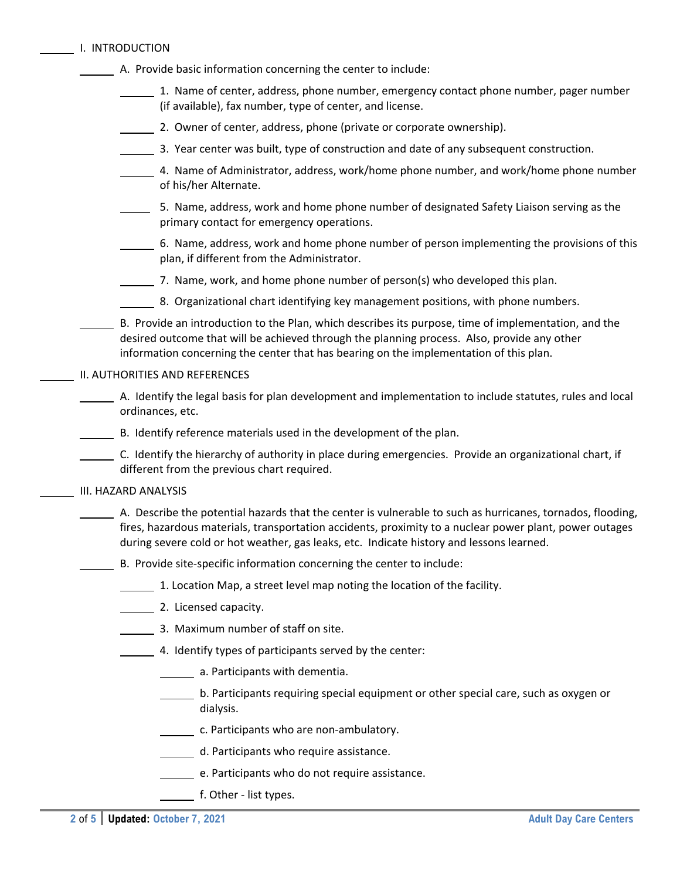______ I. INTRODUCTION

______ A. Provide basic information concerning the center to include:

______ 1. Name of center, address, phone number, emergency contact phone number, pager number (if available), fax number, type of center, and license.

______ 2. Owner of center, address, phone (private or corporate ownership).

______ 3. Year center was built, type of construction and date of any subsequent construction.

______ 4. Name of Administrator, address, work/home phone number, and work/home phone number of his/her Alternate.

______ 5. Name, address, work and home phone number of designated Safety Liaison serving as the primary contact for emergency operations.

______ 6. Name, address, work and home phone number of person implementing the provisions of this plan, if different from the Administrator.

______ 7. Name, work, and home phone number of person(s) who developed this plan.

______ 8. Organizational chart identifying key management positions, with phone numbers.

______ B. Provide an introduction to the Plan, which describes its purpose, time of implementation, and the desired outcome that will be achieved through the planning process. Also, provide any other information concerning the center that has bearing on the implementation of this plan.

______ II. AUTHORITIES AND REFERENCES

______ A. Identify the legal basis for plan development and implementation to include statutes, rules and local ordinances, etc.

______ B. Identify reference materials used in the development of the plan.

______ C. Identify the hierarchy of authority in place during emergencies. Provide an organizational chart, if different from the previous chart required.

______ III. HAZARD ANALYSIS

______ A. Describe the potential hazards that the center is vulnerable to such as hurricanes, tornados, flooding, fires, hazardous materials, transportation accidents, proximity to a nuclear power plant, power outages during severe cold or hot weather, gas leaks, etc. Indicate history and lessons learned.

______ B. Provide site-specific information concerning the center to include:

______ 1. Location Map, a street level map noting the location of the facility.

______ 2. Licensed capacity.

______ 3. Maximum number of staff on site.

______ 4. Identify types of participants served by the center:

______ a. Participants with dementia.

______ b. Participants requiring special equipment or other special care, such as oxygen or dialysis.

______ c. Participants who are non-ambulatory.

______ d. Participants who require assistance.

______ e. Participants who do not require assistance.

______ f. Other - list types.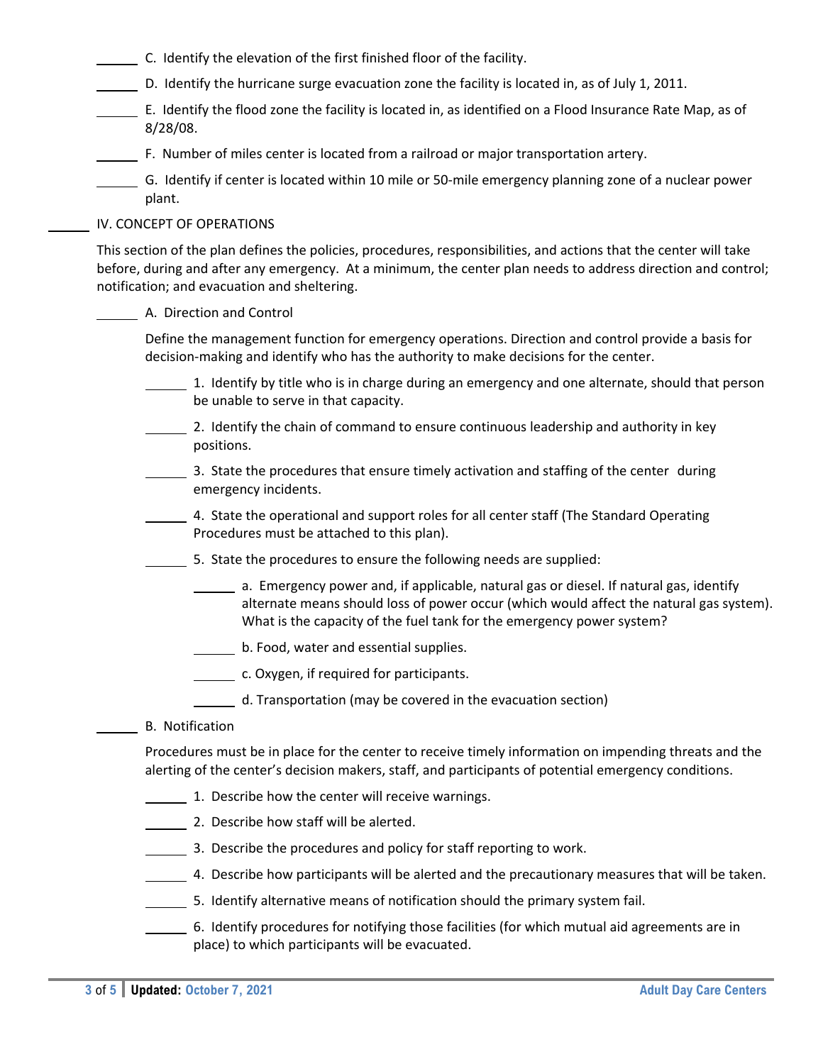______ C. Identify the elevation of the first finished floor of the facility.

______ D. Identify the hurricane surge evacuation zone the facility is located in, as of July 1, 2011.

______ E. Identify the flood zone the facility is located in, as identified on a Flood Insurance Rate Map, as of 8/28/08.

______ F. Number of miles center is located from a railroad or major transportation artery.

______ G. Identify if center is located within 10 mile or 50-mile emergency planning zone of a nuclear power plant.

______ IV. CONCEPT OF OPERATIONS

This section of the plan defines the policies, procedures, responsibilities, and actions that the center will take before, during and after any emergency. At a minimum, the center plan needs to address direction and control; notification; and evacuation and sheltering.

______ A. Direction and Control

Define the management function for emergency operations. Direction and control provide a basis for decision-making and identify who has the authority to make decisions for the center.

______ 1. Identify by title who is in charge during an emergency and one alternate, should that person be unable to serve in that capacity.

______ 2. Identify the chain of command to ensure continuous leadership and authority in key positions.

______ 3. State the procedures that ensure timely activation and staffing of the center during emergency incidents.

______ 4. State the operational and support roles for all center staff (The Standard Operating Procedures must be attached to this plan).

______ 5. State the procedures to ensure the following needs are supplied:

______ a. Emergency power and, if applicable, natural gas or diesel. If natural gas, identify alternate means should loss of power occur (which would affect the natural gas system). What is the capacity of the fuel tank for the emergency power system?

______ b. Food, water and essential supplies.

______ c. Oxygen, if required for participants.

______ d. Transportation (may be covered in the evacuation section)

______ B. Notification

Procedures must be in place for the center to receive timely information on impending threats and the alerting of the center's decision makers, staff, and participants of potential emergency conditions.

______ 1. Describe how the center will receive warnings.

______ 2. Describe how staff will be alerted.

______ 3. Describe the procedures and policy for staff reporting to work.

______ 4. Describe how participants will be alerted and the precautionary measures that will be taken.

______ 5. Identify alternative means of notification should the primary system fail.

______ 6. Identify procedures for notifying those facilities (for which mutual aid agreements are in place) to which participants will be evacuated.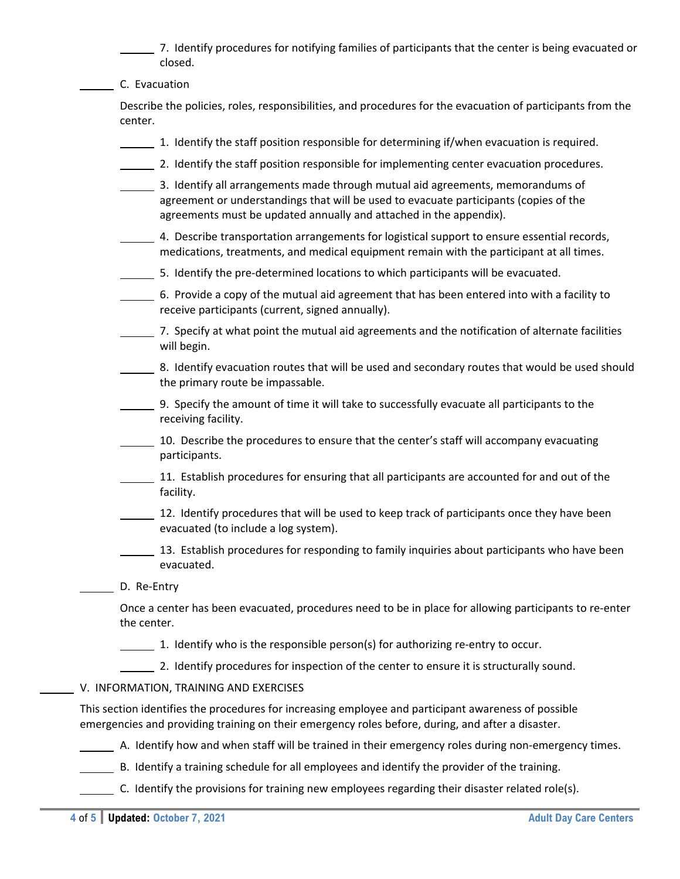______ 7. Identify procedures for notifying families of participants that the center is being evacuated or closed.

______ C. Evacuation

Describe the policies, roles, responsibilities, and procedures for the evacuation of participants from the center.

______ 1. Identify the staff position responsible for determining if/when evacuation is required.

______ 2. Identify the staff position responsible for implementing center evacuation procedures.

______ 3. Identify all arrangements made through mutual aid agreements, memorandums of agreement or understandings that will be used to evacuate participants (copies of the agreements must be updated annually and attached in the appendix).

______ 4. Describe transportation arrangements for logistical support to ensure essential records, medications, treatments, and medical equipment remain with the participant at all times.

______ 5. Identify the pre-determined locations to which participants will be evacuated.

______ 6. Provide a copy of the mutual aid agreement that has been entered into with a facility to receive participants (current, signed annually).

______ 7. Specify at what point the mutual aid agreements and the notification of alternate facilities will begin.

______ 8. Identify evacuation routes that will be used and secondary routes that would be used should the primary route be impassable.

______ 9. Specify the amount of time it will take to successfully evacuate all participants to the receiving facility.

______ 10. Describe the procedures to ensure that the center's staff will accompany evacuating participants.

______ 11. Establish procedures for ensuring that all participants are accounted for and out of the facility.

______ 12. Identify procedures that will be used to keep track of participants once they have been evacuated (to include a log system).

______ 13. Establish procedures for responding to family inquiries about participants who have been evacuated.

______ D. Re-Entry

Once a center has been evacuated, procedures need to be in place for allowing participants to re-enter the center.

______ 1. Identify who is the responsible person(s) for authorizing re-entry to occur.

______ 2. Identify procedures for inspection of the center to ensure it is structurally sound.

______ V. INFORMATION, TRAINING AND EXERCISES

This section identifies the procedures for increasing employee and participant awareness of possible emergencies and providing training on their emergency roles before, during, and after a disaster.

______ A. Identify how and when staff will be trained in their emergency roles during non-emergency times.

______ B. Identify a training schedule for all employees and identify the provider of the training.

______ C. Identify the provisions for training new employees regarding their disaster related role(s).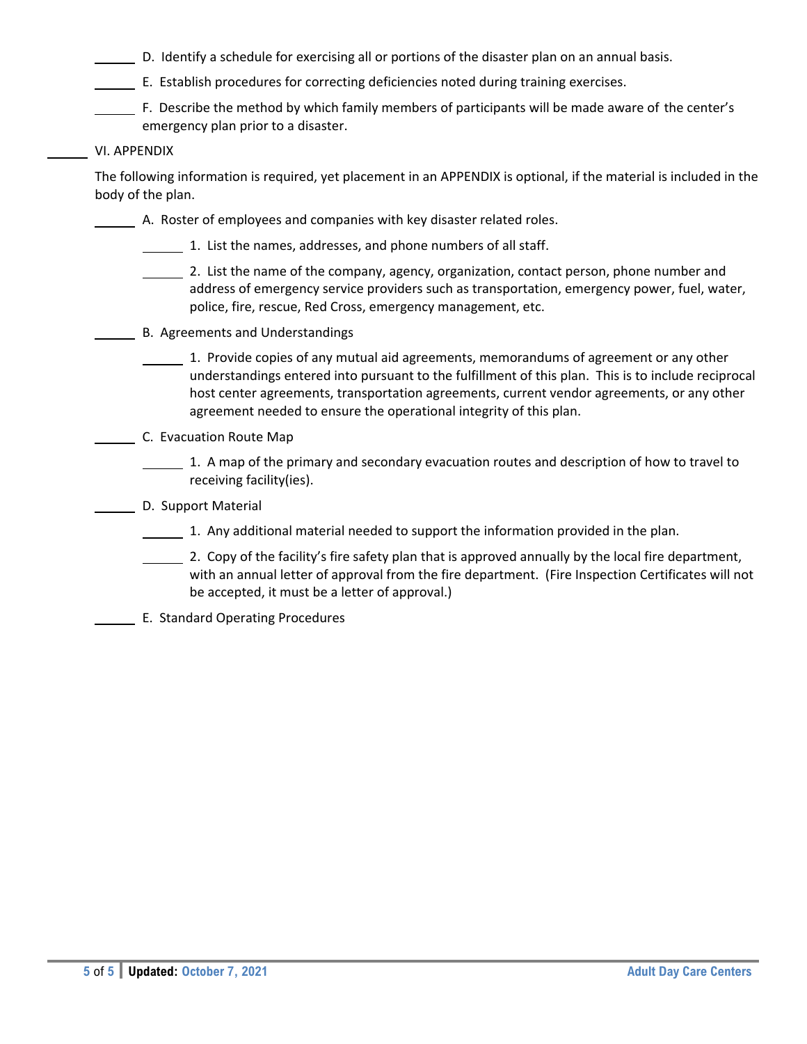______ D. Identify a schedule for exercising all or portions of the disaster plan on an annual basis.

______ E. Establish procedures for correcting deficiencies noted during training exercises.

______ F. Describe the method by which family members of participants will be made aware of the center's emergency plan prior to a disaster.

______ VI. APPENDIX

The following information is required, yet placement in an APPENDIX is optional, if the material is included in the body of the plan.

______ A. Roster of employees and companies with key disaster related roles.

______ 1. List the names, addresses, and phone numbers of all staff.

______ 2. List the name of the company, agency, organization, contact person, phone number and address of emergency service providers such as transportation, emergency power, fuel, water, police, fire, rescue, Red Cross, emergency management, etc.

______ B. Agreements and Understandings

______ 1. Provide copies of any mutual aid agreements, memorandums of agreement or any other understandings entered into pursuant to the fulfillment of this plan. This is to include reciprocal host center agreements, transportation agreements, current vendor agreements, or any other agreement needed to ensure the operational integrity of this plan.

______ C. Evacuation Route Map

______ 1. A map of the primary and secondary evacuation routes and description of how to travel to receiving facility(ies).

______ D. Support Material

______ 1. Any additional material needed to support the information provided in the plan.

______ 2. Copy of the facility's fire safety plan that is approved annually by the local fire department, with an annual letter of approval from the fire department. (Fire Inspection Certificates will not be accepted, it must be a letter of approval.)

______ E. Standard Operating Procedures